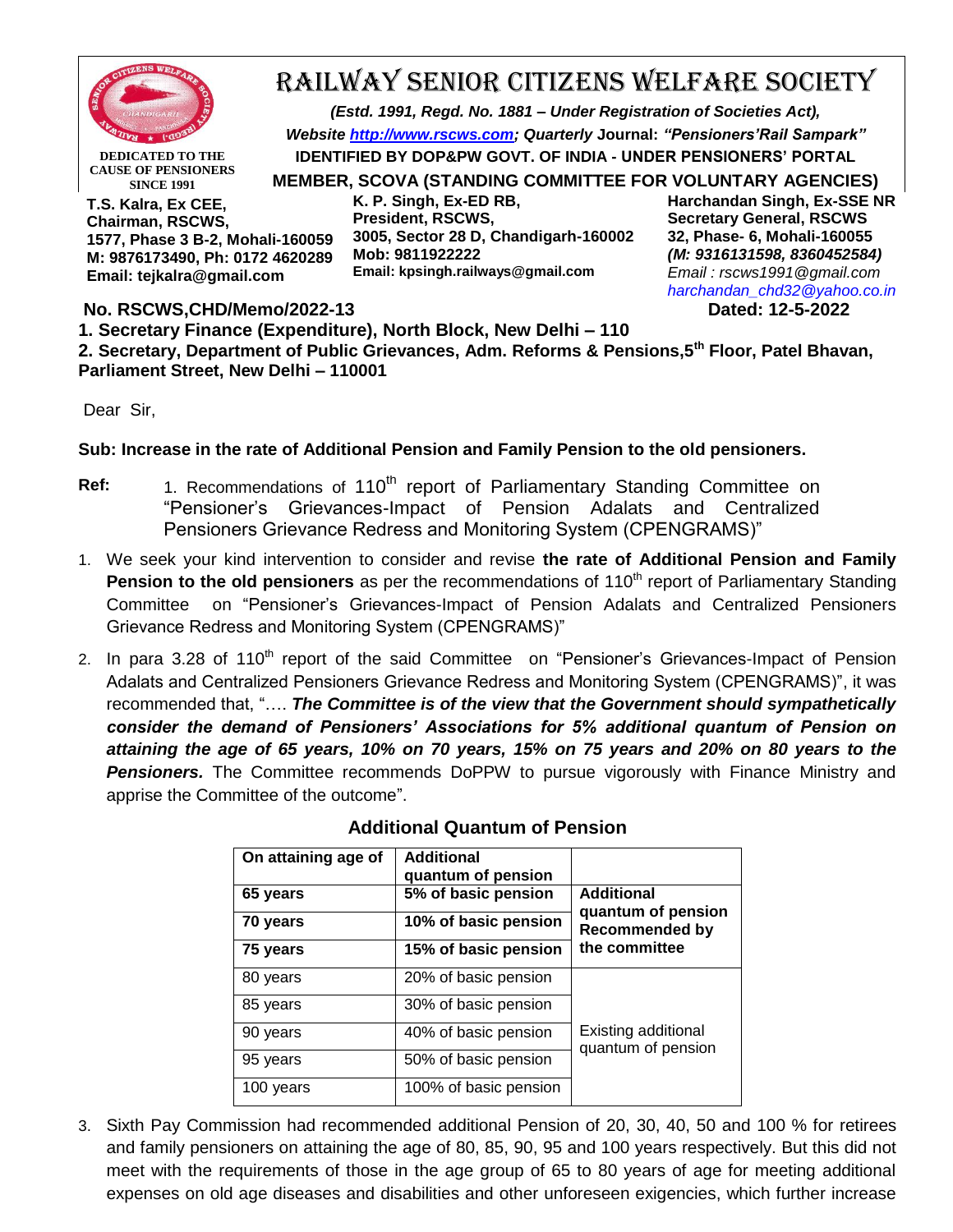# RAILWAY SENIOR CITIZENS WELFARE SOCIETY

***(Estd. 1991, Regd. No. 1881 – Under Registration of Societies Act),***
***Website [http://www.rscws.com](http://www.rscws.com); Quarterly* Journal: *"Pensioners'Rail Sampark"***
**IDENTIFIED BY DOP&PW GOVT. OF INDIA - UNDER PENSIONERS' PORTAL**
**MEMBER, SCOVA (STANDING COMMITTEE FOR VOLUNTARY AGENCIES)**

**DEDICATED TO THE CAUSE OF PENSIONERS SINCE 1991**

**T.S. Kalra, Ex CEE,**
**Chairman, RSCWS,**
**1577, Phase 3 B-2, Mohali-160059**
**M: 9876173490, Ph: 0172 4620289**
**Email: tejkalra@gmail.com**

**K. P. Singh, Ex-ED RB,**
**President, RSCWS,**
**3005, Sector 28 D, Chandigarh-160002**
**Mob: 9811922222**
**Email: kpsingh.railways@gmail.com**

**Harchandan Singh, Ex-SSE NR**
**Secretary General, RSCWS**
**32, Phase- 6, Mohali-160055**
***(M: 9316131598, 8360452584)***
*Email : rscws1991@gmail.com*
*harchandan_chd32@yahoo.co.in*

**No. RSCWS,CHD/Memo/2022-13** **Dated: 12-5-2022**

**1. Secretary Finance (Expenditure), North Block, New Delhi – 110**
**2. Secretary, Department of Public Grievances, Adm. Reforms & Pensions,5th Floor, Patel Bhavan, Parliament Street, New Delhi – 110001**

Dear Sir,

**Sub: Increase in the rate of Additional Pension and Family Pension to the old pensioners.**

**Ref:** 1. Recommendations of 110th report of Parliamentary Standing Committee on "Pensioner's Grievances-Impact of Pension Adalats and Centralized Pensioners Grievance Redress and Monitoring System (CPENGRAMS)"

1. We seek your kind intervention to consider and revise **the rate of Additional Pension and Family Pension to the old pensioners** as per the recommendations of 110th report of Parliamentary Standing Committee on "Pensioner's Grievances-Impact of Pension Adalats and Centralized Pensioners Grievance Redress and Monitoring System (CPENGRAMS)"

2. In para 3.28 of 110th report of the said Committee on "Pensioner's Grievances-Impact of Pension Adalats and Centralized Pensioners Grievance Redress and Monitoring System (CPENGRAMS)", it was recommended that, "…. ***The Committee is of the view that the Government should sympathetically consider the demand of Pensioners' Associations for 5% additional quantum of Pension on attaining the age of 65 years, 10% on 70 years, 15% on 75 years and 20% on 80 years to the Pensioners.*** The Committee recommends DoPPW to pursue vigorously with Finance Ministry and apprise the Committee of the outcome".

### Additional Quantum of Pension

| On attaining age of | Additional quantum of pension | |
|---|---|---|
| **65 years** | **5% of basic pension** | **Additional quantum of pension Recommended by the committee** |
| **70 years** | **10% of basic pension** | |
| **75 years** | **15% of basic pension** | |
| 80 years | 20% of basic pension | Existing additional quantum of pension |
| 85 years | 30% of basic pension | |
| 90 years | 40% of basic pension | |
| 95 years | 50% of basic pension | |
| 100 years | 100% of basic pension | |

3. Sixth Pay Commission had recommended additional Pension of 20, 30, 40, 50 and 100 % for retirees and family pensioners on attaining the age of 80, 85, 90, 95 and 100 years respectively. But this did not meet with the requirements of those in the age group of 65 to 80 years of age for meeting additional expenses on old age diseases and disabilities and other unforeseen exigencies, which further increase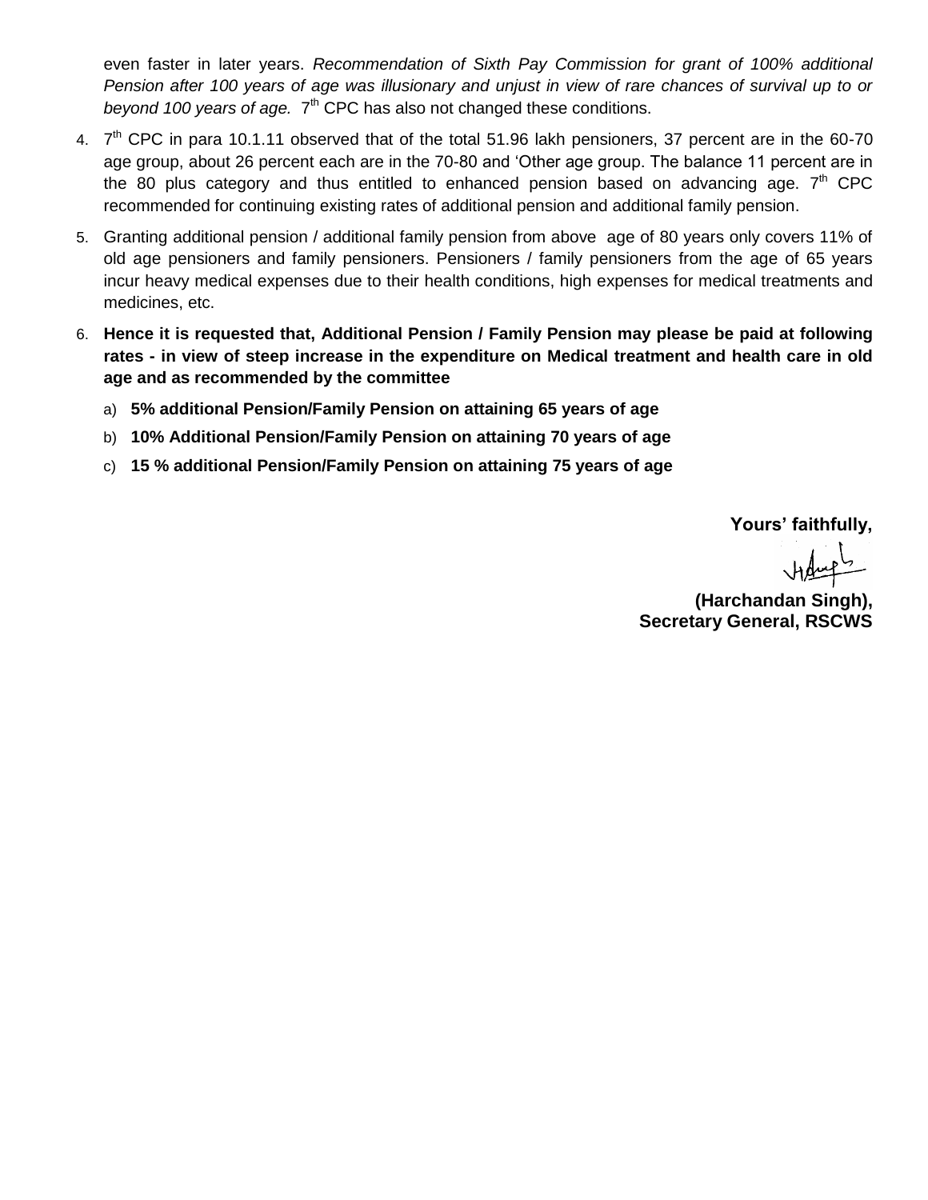even faster in later years. *Recommendation of Sixth Pay Commission for grant of 100% additional Pension after 100 years of age was illusionary and unjust in view of rare chances of survival up to or beyond 100 years of age.* 7th CPC has also not changed these conditions.

4. 7th CPC in para 10.1.11 observed that of the total 51.96 lakh pensioners, 37 percent are in the 60-70 age group, about 26 percent each are in the 70-80 and 'Other age group. The balance 11 percent are in the 80 plus category and thus entitled to enhanced pension based on advancing age. 7th CPC recommended for continuing existing rates of additional pension and additional family pension.

5. Granting additional pension / additional family pension from above age of 80 years only covers 11% of old age pensioners and family pensioners. Pensioners / family pensioners from the age of 65 years incur heavy medical expenses due to their health conditions, high expenses for medical treatments and medicines, etc.

6. **Hence it is requested that, Additional Pension / Family Pension may please be paid at following rates - in view of steep increase in the expenditure on Medical treatment and health care in old age and as recommended by the committee**

   a) **5% additional Pension/Family Pension on attaining 65 years of age**

   b) **10% Additional Pension/Family Pension on attaining 70 years of age**

   c) **15 % additional Pension/Family Pension on attaining 75 years of age**

**Yours' faithfully,**

**(Harchandan Singh),**
**Secretary General, RSCWS**